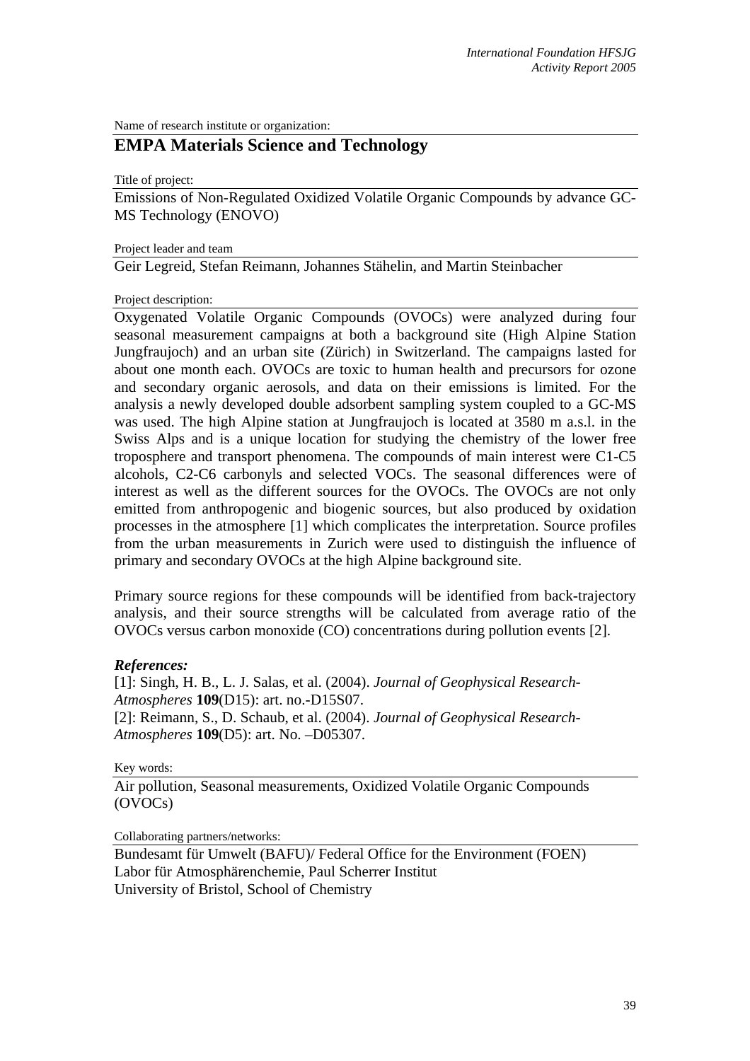Name of research institute or organization:

## EMPA Materials Science and Technology

Title of project:

Emissions of Non-Regulated Oxidized Volatile Organic Compounds by advance GC-MS Technology (ENOVO)

Project leader and team

Geir Legreid, Stefan Reimann, Johannes Stähelin, and Martin Steinbacher

Project description:

Oxygenated Volatile Organic Compounds (OVOCs) were analyzed during four seasonal measurement campaigns at both a background site (High Alpine Station Jungfraujoch) and an urban site (Zürich) in Switzerland. The campaigns lasted for about one month each. OVOCs are toxic to human health and precursors for ozone and secondary organic aerosols, and data on their emissions is limited. For the analysis a newly developed double adsorbent sampling system coupled to a GC-MS was used. The high Alpine station at Jungfraujoch is located at 3580 m a.s.l. in the Swiss Alps and is a unique location for studying the chemistry of the lower free troposphere and transport phenomena. The compounds of main interest were C1-C5 alcohols, C2-C6 carbonyls and selected VOCs. The seasonal differences were of interest as well as the different sources for the OVOCs. The OVOCs are not only emitted from anthropogenic and biogenic sources, but also produced by oxidation processes in the atmosphere [1] which complicates the interpretation. Source profiles from the urban measurements in Zurich were used to distinguish the influence of primary and secondary OVOCs at the high Alpine background site.

Primary source regions for these compounds will be identified from back-trajectory analysis, and their source strengths will be calculated from average ratio of the OVOCs versus carbon monoxide (CO) concentrations during pollution events [2].

### *References:*

[1]: Singh, H. B., L. J. Salas, et al. (2004). *Journal of Geophysical Research-Atmospheres* **109**(D15): art. no.-D15S07.
[2]: Reimann, S., D. Schaub, et al. (2004). *Journal of Geophysical Research-Atmospheres* **109**(D5): art. No. –D05307.

Key words:

Air pollution, Seasonal measurements, Oxidized Volatile Organic Compounds (OVOCs)

Collaborating partners/networks:

Bundesamt für Umwelt (BAFU)/ Federal Office for the Environment (FOEN)
Labor für Atmosphärenchemie, Paul Scherrer Institut
University of Bristol, School of Chemistry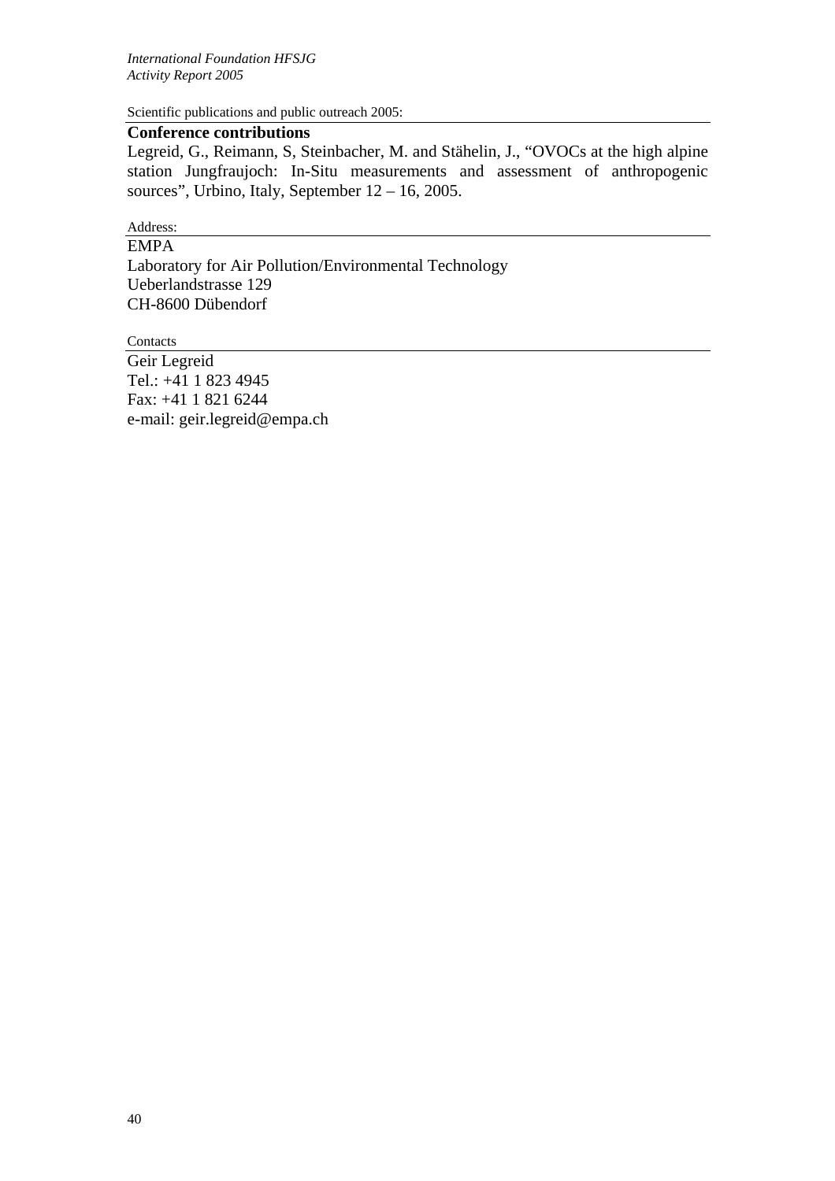Scientific publications and public outreach 2005:

**Conference contributions**

Legreid, G., Reimann, S, Steinbacher, M. and Stähelin, J., "OVOCs at the high alpine station Jungfraujoch: In-Situ measurements and assessment of anthropogenic sources", Urbino, Italy, September 12 – 16, 2005.

Address:

EMPA
Laboratory for Air Pollution/Environmental Technology
Ueberlandstrasse 129
CH-8600 Dübendorf

Contacts

Geir Legreid
Tel.: +41 1 823 4945
Fax: +41 1 821 6244
e-mail: geir.legreid@empa.ch